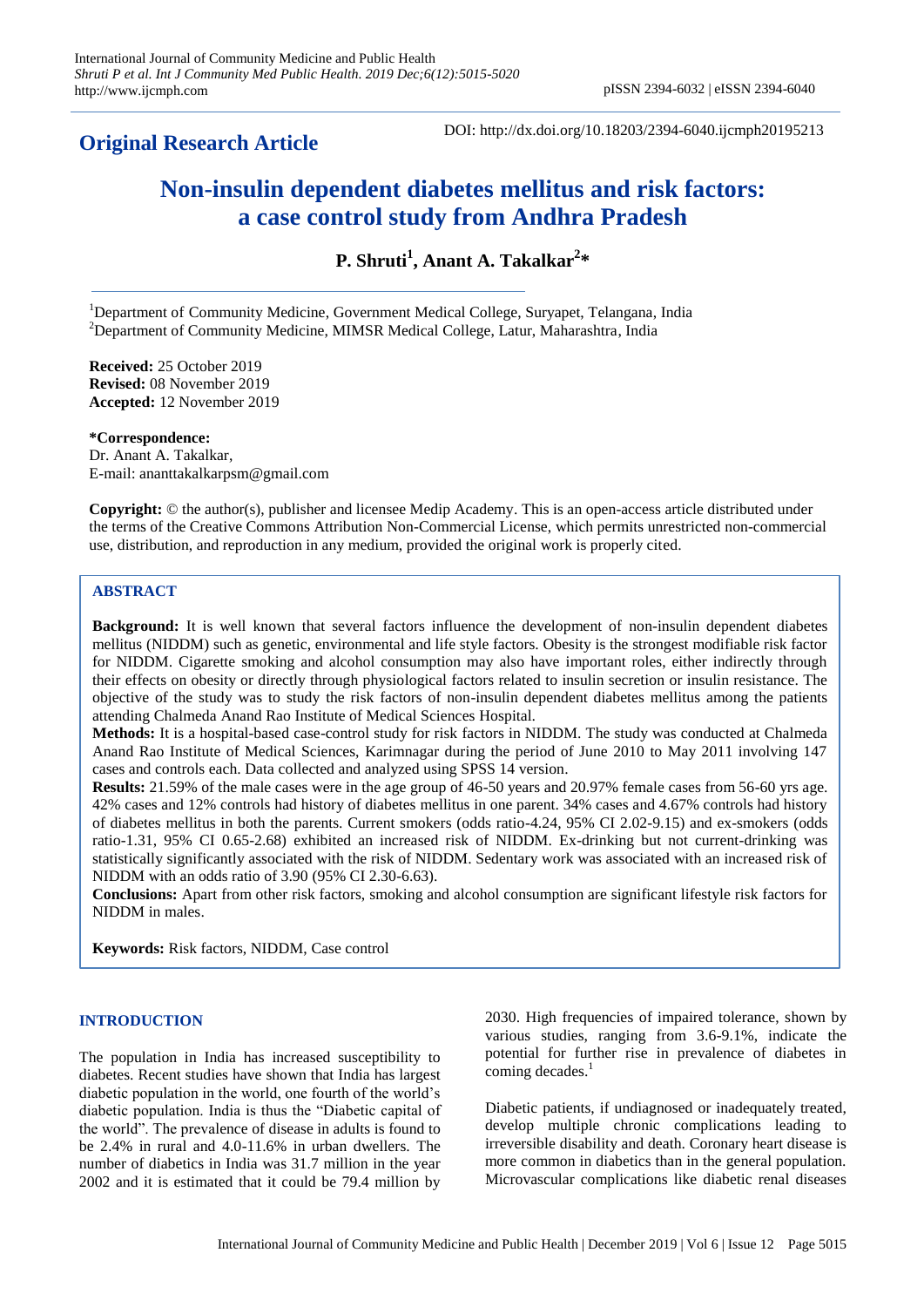**Original Research Article**

DOI: http://dx.doi.org/10.18203/2394-6040.ijcmph20195213

# Non-insulin dependent diabetes mellitus and risk factors: a case control study from Andhra Pradesh

**P. Shruti[1], Anant A. Takalkar[2]***

[1]Department of Community Medicine, Government Medical College, Suryapet, Telangana, India
[2]Department of Community Medicine, MIMSR Medical College, Latur, Maharashtra, India

**Received:** 25 October 2019
**Revised:** 08 November 2019
**Accepted:** 12 November 2019

**\*Correspondence:**
Dr. Anant A. Takalkar,
E-mail: ananttakalkarpsm@gmail.com

**Copyright:** © the author(s), publisher and licensee Medip Academy. This is an open-access article distributed under the terms of the Creative Commons Attribution Non-Commercial License, which permits unrestricted non-commercial use, distribution, and reproduction in any medium, provided the original work is properly cited.

## ABSTRACT

**Background:** It is well known that several factors influence the development of non-insulin dependent diabetes mellitus (NIDDM) such as genetic, environmental and life style factors. Obesity is the strongest modifiable risk factor for NIDDM. Cigarette smoking and alcohol consumption may also have important roles, either indirectly through their effects on obesity or directly through physiological factors related to insulin secretion or insulin resistance. The objective of the study was to study the risk factors of non-insulin dependent diabetes mellitus among the patients attending Chalmeda Anand Rao Institute of Medical Sciences Hospital.

**Methods:** It is a hospital-based case-control study for risk factors in NIDDM. The study was conducted at Chalmeda Anand Rao Institute of Medical Sciences, Karimnagar during the period of June 2010 to May 2011 involving 147 cases and controls each. Data collected and analyzed using SPSS 14 version.

**Results:** 21.59% of the male cases were in the age group of 46-50 years and 20.97% female cases from 56-60 yrs age. 42% cases and 12% controls had history of diabetes mellitus in one parent. 34% cases and 4.67% controls had history of diabetes mellitus in both the parents. Current smokers (odds ratio-4.24, 95% CI 2.02-9.15) and ex-smokers (odds ratio-1.31, 95% CI 0.65-2.68) exhibited an increased risk of NIDDM. Ex-drinking but not current-drinking was statistically significantly associated with the risk of NIDDM. Sedentary work was associated with an increased risk of NIDDM with an odds ratio of 3.90 (95% CI 2.30-6.63).

**Conclusions:** Apart from other risk factors, smoking and alcohol consumption are significant lifestyle risk factors for NIDDM in males.

**Keywords:** Risk factors, NIDDM, Case control

## INTRODUCTION

The population in India has increased susceptibility to diabetes. Recent studies have shown that India has largest diabetic population in the world, one fourth of the world's diabetic population. India is thus the "Diabetic capital of the world". The prevalence of disease in adults is found to be 2.4% in rural and 4.0-11.6% in urban dwellers. The number of diabetics in India was 31.7 million in the year 2002 and it is estimated that it could be 79.4 million by 2030. High frequencies of impaired tolerance, shown by various studies, ranging from 3.6-9.1%, indicate the potential for further rise in prevalence of diabetes in coming decades.[1]

Diabetic patients, if undiagnosed or inadequately treated, develop multiple chronic complications leading to irreversible disability and death. Coronary heart disease is more common in diabetics than in the general population. Microvascular complications like diabetic renal diseases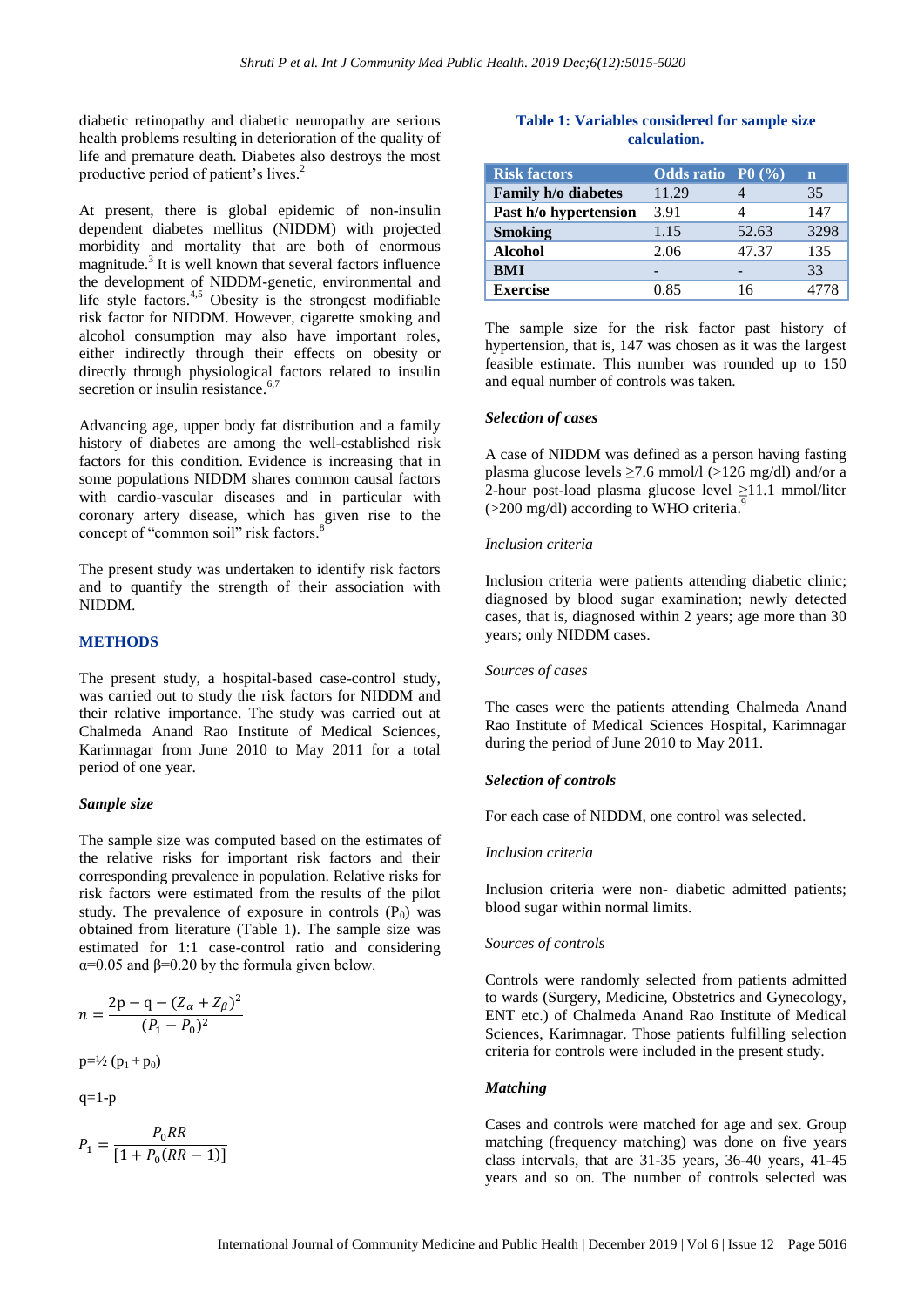diabetic retinopathy and diabetic neuropathy are serious health problems resulting in deterioration of the quality of life and premature death. Diabetes also destroys the most productive period of patient's lives.[2]

At present, there is global epidemic of non-insulin dependent diabetes mellitus (NIDDM) with projected morbidity and mortality that are both of enormous magnitude.[3] It is well known that several factors influence the development of NIDDM-genetic, environmental and life style factors.[4,5] Obesity is the strongest modifiable risk factor for NIDDM. However, cigarette smoking and alcohol consumption may also have important roles, either indirectly through their effects on obesity or directly through physiological factors related to insulin secretion or insulin resistance.[6,7]

Advancing age, upper body fat distribution and a family history of diabetes are among the well-established risk factors for this condition. Evidence is increasing that in some populations NIDDM shares common causal factors with cardio-vascular diseases and in particular with coronary artery disease, which has given rise to the concept of "common soil" risk factors.[8]

The present study was undertaken to identify risk factors and to quantify the strength of their association with NIDDM.

## METHODS

The present study, a hospital-based case-control study, was carried out to study the risk factors for NIDDM and their relative importance. The study was carried out at Chalmeda Anand Rao Institute of Medical Sciences, Karimnagar from June 2010 to May 2011 for a total period of one year.

### *Sample size*

The sample size was computed based on the estimates of the relative risks for important risk factors and their corresponding prevalence in population. Relative risks for risk factors were estimated from the results of the pilot study. The prevalence of exposure in controls ($P_0$) was obtained from literature (Table 1). The sample size was estimated for 1:1 case-control ratio and considering $\alpha$=0.05 and $\beta$=0.20 by the formula given below.

$$n = \frac{2\text{p} - \text{q} - (Z_\alpha + Z_\beta)^2}{(P_1 - P_0)^2}$$

$\text{p} = \frac{1}{2}(\text{p}_1 + \text{p}_0)$

q=1-p

$$P_1 = \frac{P_0 RR}{[1 + P_0(RR - 1)]}$$

**Table 1: Variables considered for sample size calculation.**

| Risk factors | Odds ratio | P0 (%) | n |
|---|---|---|---|
| **Family h/o diabetes** | 11.29 | 4 | 35 |
| **Past h/o hypertension** | 3.91 | 4 | 147 |
| **Smoking** | 1.15 | 52.63 | 3298 |
| **Alcohol** | 2.06 | 47.37 | 135 |
| **BMI** | - | - | 33 |
| **Exercise** | 0.85 | 16 | 4778 |

The sample size for the risk factor past history of hypertension, that is, 147 was chosen as it was the largest feasible estimate. This number was rounded up to 150 and equal number of controls was taken.

### *Selection of cases*

A case of NIDDM was defined as a person having fasting plasma glucose levels ≥7.6 mmol/l (>126 mg/dl) and/or a 2-hour post-load plasma glucose level ≥11.1 mmol/liter (>200 mg/dl) according to WHO criteria.[9]

*Inclusion criteria*

Inclusion criteria were patients attending diabetic clinic; diagnosed by blood sugar examination; newly detected cases, that is, diagnosed within 2 years; age more than 30 years; only NIDDM cases.

*Sources of cases*

The cases were the patients attending Chalmeda Anand Rao Institute of Medical Sciences Hospital, Karimnagar during the period of June 2010 to May 2011.

### *Selection of controls*

For each case of NIDDM, one control was selected.

*Inclusion criteria*

Inclusion criteria were non- diabetic admitted patients; blood sugar within normal limits.

*Sources of controls*

Controls were randomly selected from patients admitted to wards (Surgery, Medicine, Obstetrics and Gynecology, ENT etc.) of Chalmeda Anand Rao Institute of Medical Sciences, Karimnagar. Those patients fulfilling selection criteria for controls were included in the present study.

### *Matching*

Cases and controls were matched for age and sex. Group matching (frequency matching) was done on five years class intervals, that are 31-35 years, 36-40 years, 41-45 years and so on. The number of controls selected was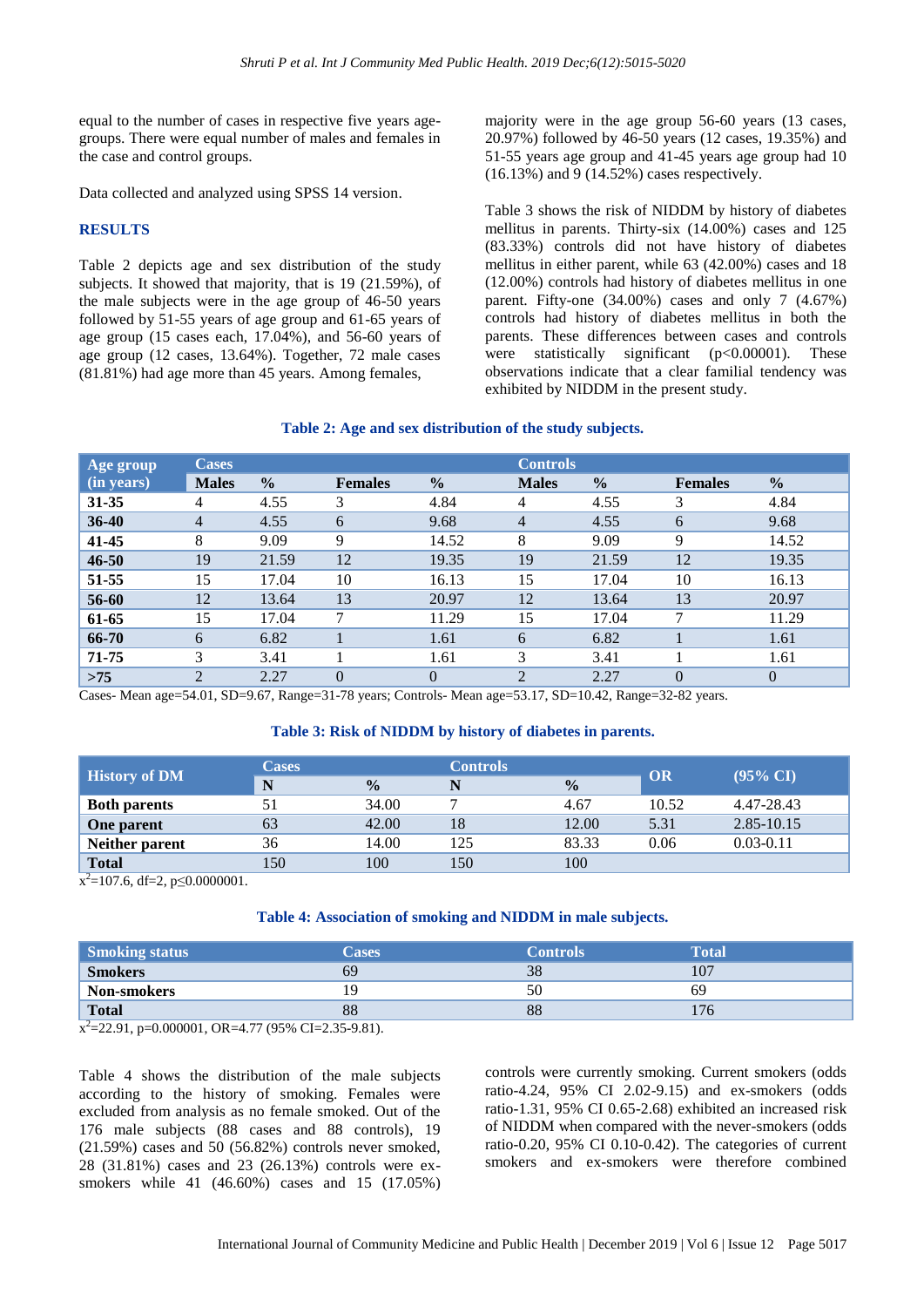equal to the number of cases in respective five years age-groups. There were equal number of males and females in the case and control groups.

Data collected and analyzed using SPSS 14 version.

## RESULTS

Table 2 depicts age and sex distribution of the study subjects. It showed that majority, that is 19 (21.59%), of the male subjects were in the age group of 46-50 years followed by 51-55 years of age group and 61-65 years of age group (15 cases each, 17.04%), and 56-60 years of age group (12 cases, 13.64%). Together, 72 male cases (81.81%) had age more than 45 years. Among females, majority were in the age group 56-60 years (13 cases, 20.97%) followed by 46-50 years (12 cases, 19.35%) and 51-55 years age group and 41-45 years age group had 10 (16.13%) and 9 (14.52%) cases respectively.

Table 3 shows the risk of NIDDM by history of diabetes mellitus in parents. Thirty-six (14.00%) cases and 125 (83.33%) controls did not have history of diabetes mellitus in either parent, while 63 (42.00%) cases and 18 (12.00%) controls had history of diabetes mellitus in one parent. Fifty-one (34.00%) cases and only 7 (4.67%) controls had history of diabetes mellitus in both the parents. These differences between cases and controls were statistically significant (p<0.00001). These observations indicate that a clear familial tendency was exhibited by NIDDM in the present study.

**Table 2: Age and sex distribution of the study subjects.**

| Age group (in years) | Cases | | | | Controls | | | |
|---|---|---|---|---|---|---|---|---|
| | Males | % | Females | % | Males | % | Females | % |
| **31-35** | 4 | 4.55 | 3 | 4.84 | 4 | 4.55 | 3 | 4.84 |
| **36-40** | 4 | 4.55 | 6 | 9.68 | 4 | 4.55 | 6 | 9.68 |
| **41-45** | 8 | 9.09 | 9 | 14.52 | 8 | 9.09 | 9 | 14.52 |
| **46-50** | 19 | 21.59 | 12 | 19.35 | 19 | 21.59 | 12 | 19.35 |
| **51-55** | 15 | 17.04 | 10 | 16.13 | 15 | 17.04 | 10 | 16.13 |
| **56-60** | 12 | 13.64 | 13 | 20.97 | 12 | 13.64 | 13 | 20.97 |
| **61-65** | 15 | 17.04 | 7 | 11.29 | 15 | 17.04 | 7 | 11.29 |
| **66-70** | 6 | 6.82 | 1 | 1.61 | 6 | 6.82 | 1 | 1.61 |
| **71-75** | 3 | 3.41 | 1 | 1.61 | 3 | 3.41 | 1 | 1.61 |
| **>75** | 2 | 2.27 | 0 | 0 | 2 | 2.27 | 0 | 0 |

Cases- Mean age=54.01, SD=9.67, Range=31-78 years; Controls- Mean age=53.17, SD=10.42, Range=32-82 years.

**Table 3: Risk of NIDDM by history of diabetes in parents.**

| History of DM | Cases | | Controls | | OR | (95% CI) |
|---|---|---|---|---|---|---|
| | N | % | N | % | | |
| **Both parents** | 51 | 34.00 | 7 | 4.67 | 10.52 | 4.47-28.43 |
| **One parent** | 63 | 42.00 | 18 | 12.00 | 5.31 | 2.85-10.15 |
| **Neither parent** | 36 | 14.00 | 125 | 83.33 | 0.06 | 0.03-0.11 |
| **Total** | 150 | 100 | 150 | 100 | | |

$x^2$=107.6, df=2, p≤0.0000001.

**Table 4: Association of smoking and NIDDM in male subjects.**

| Smoking status | Cases | Controls | Total |
|---|---|---|---|
| **Smokers** | 69 | 38 | 107 |
| **Non-smokers** | 19 | 50 | 69 |
| **Total** | 88 | 88 | 176 |

$x^2$=22.91, p=0.000001, OR=4.77 (95% CI=2.35-9.81).

Table 4 shows the distribution of the male subjects according to the history of smoking. Females were excluded from analysis as no female smoked. Out of the 176 male subjects (88 cases and 88 controls), 19 (21.59%) cases and 50 (56.82%) controls never smoked, 28 (31.81%) cases and 23 (26.13%) controls were ex-smokers while 41 (46.60%) cases and 15 (17.05%) controls were currently smoking. Current smokers (odds ratio-4.24, 95% CI 2.02-9.15) and ex-smokers (odds ratio-1.31, 95% CI 0.65-2.68) exhibited an increased risk of NIDDM when compared with the never-smokers (odds ratio-0.20, 95% CI 0.10-0.42). The categories of current smokers and ex-smokers were therefore combined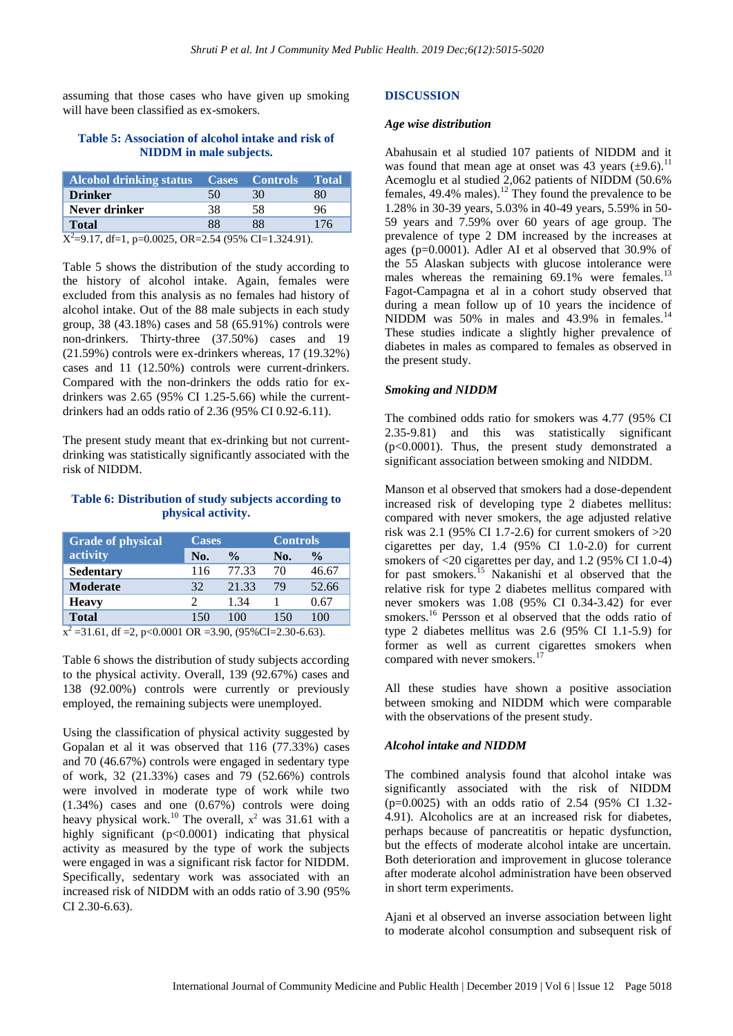assuming that those cases who have given up smoking will have been classified as ex-smokers.

**Table 5: Association of alcohol intake and risk of NIDDM in male subjects.**

| Alcohol drinking status | Cases | Controls | Total |
|---|---|---|---|
| **Drinker** | 50 | 30 | 80 |
| **Never drinker** | 38 | 58 | 96 |
| **Total** | 88 | 88 | 176 |

$X^2$=9.17, df=1, p=0.0025, OR=2.54 (95% CI=1.324.91).

Table 5 shows the distribution of the study according to the history of alcohol intake. Again, females were excluded from this analysis as no females had history of alcohol intake. Out of the 88 male subjects in each study group, 38 (43.18%) cases and 58 (65.91%) controls were non-drinkers. Thirty-three (37.50%) cases and 19 (21.59%) controls were ex-drinkers whereas, 17 (19.32%) cases and 11 (12.50%) controls were current-drinkers. Compared with the non-drinkers the odds ratio for ex-drinkers was 2.65 (95% CI 1.25-5.66) while the current-drinkers had an odds ratio of 2.36 (95% CI 0.92-6.11).

The present study meant that ex-drinking but not current-drinking was statistically significantly associated with the risk of NIDDM.

**Table 6: Distribution of study subjects according to physical activity.**

| Grade of physical activity | Cases | | Controls | |
|---|---|---|---|---|
| | No. | % | No. | % |
| **Sedentary** | 116 | 77.33 | 70 | 46.67 |
| **Moderate** | 32 | 21.33 | 79 | 52.66 |
| **Heavy** | 2 | 1.34 | 1 | 0.67 |
| **Total** | 150 | 100 | 150 | 100 |

$x^2$ =31.61, df =2, p<0.0001 OR =3.90, (95%CI=2.30-6.63).

Table 6 shows the distribution of study subjects according to the physical activity. Overall, 139 (92.67%) cases and 138 (92.00%) controls were currently or previously employed, the remaining subjects were unemployed.

Using the classification of physical activity suggested by Gopalan et al it was observed that 116 (77.33%) cases and 70 (46.67%) controls were engaged in sedentary type of work, 32 (21.33%) cases and 79 (52.66%) controls were involved in moderate type of work while two (1.34%) cases and one (0.67%) controls were doing heavy physical work.[10] The overall, $x^2$ was 31.61 with a highly significant (p<0.0001) indicating that physical activity as measured by the type of work the subjects were engaged in was a significant risk factor for NIDDM. Specifically, sedentary work was associated with an increased risk of NIDDM with an odds ratio of 3.90 (95% CI 2.30-6.63).

## DISCUSSION

### *Age wise distribution*

Abahusain et al studied 107 patients of NIDDM and it was found that mean age at onset was 43 years (±9.6).[11] Acemoglu et al studied 2,062 patients of NIDDM (50.6% females, 49.4% males).[12] They found the prevalence to be 1.28% in 30-39 years, 5.03% in 40-49 years, 5.59% in 50-59 years and 7.59% over 60 years of age group. The prevalence of type 2 DM increased by the increases at ages (p=0.0001). Adler AI et al observed that 30.9% of the 55 Alaskan subjects with glucose intolerance were males whereas the remaining 69.1% were females.[13] Fagot-Campagna et al in a cohort study observed that during a mean follow up of 10 years the incidence of NIDDM was 50% in males and 43.9% in females.[14] These studies indicate a slightly higher prevalence of diabetes in males as compared to females as observed in the present study.

### *Smoking and NIDDM*

The combined odds ratio for smokers was 4.77 (95% CI 2.35-9.81) and this was statistically significant (p<0.0001). Thus, the present study demonstrated a significant association between smoking and NIDDM.

Manson et al observed that smokers had a dose-dependent increased risk of developing type 2 diabetes mellitus: compared with never smokers, the age adjusted relative risk was 2.1 (95% CI 1.7-2.6) for current smokers of >20 cigarettes per day, 1.4 (95% CI 1.0-2.0) for current smokers of <20 cigarettes per day, and 1.2 (95% CI 1.0-4) for past smokers.[15] Nakanishi et al observed that the relative risk for type 2 diabetes mellitus compared with never smokers was 1.08 (95% CI 0.34-3.42) for ever smokers.[16] Persson et al observed that the odds ratio of type 2 diabetes mellitus was 2.6 (95% CI 1.1-5.9) for former as well as current cigarettes smokers when compared with never smokers.[17]

All these studies have shown a positive association between smoking and NIDDM which were comparable with the observations of the present study.

### *Alcohol intake and NIDDM*

The combined analysis found that alcohol intake was significantly associated with the risk of NIDDM (p=0.0025) with an odds ratio of 2.54 (95% CI 1.32-4.91). Alcoholics are at an increased risk for diabetes, perhaps because of pancreatitis or hepatic dysfunction, but the effects of moderate alcohol intake are uncertain. Both deterioration and improvement in glucose tolerance after moderate alcohol administration have been observed in short term experiments.

Ajani et al observed an inverse association between light to moderate alcohol consumption and subsequent risk of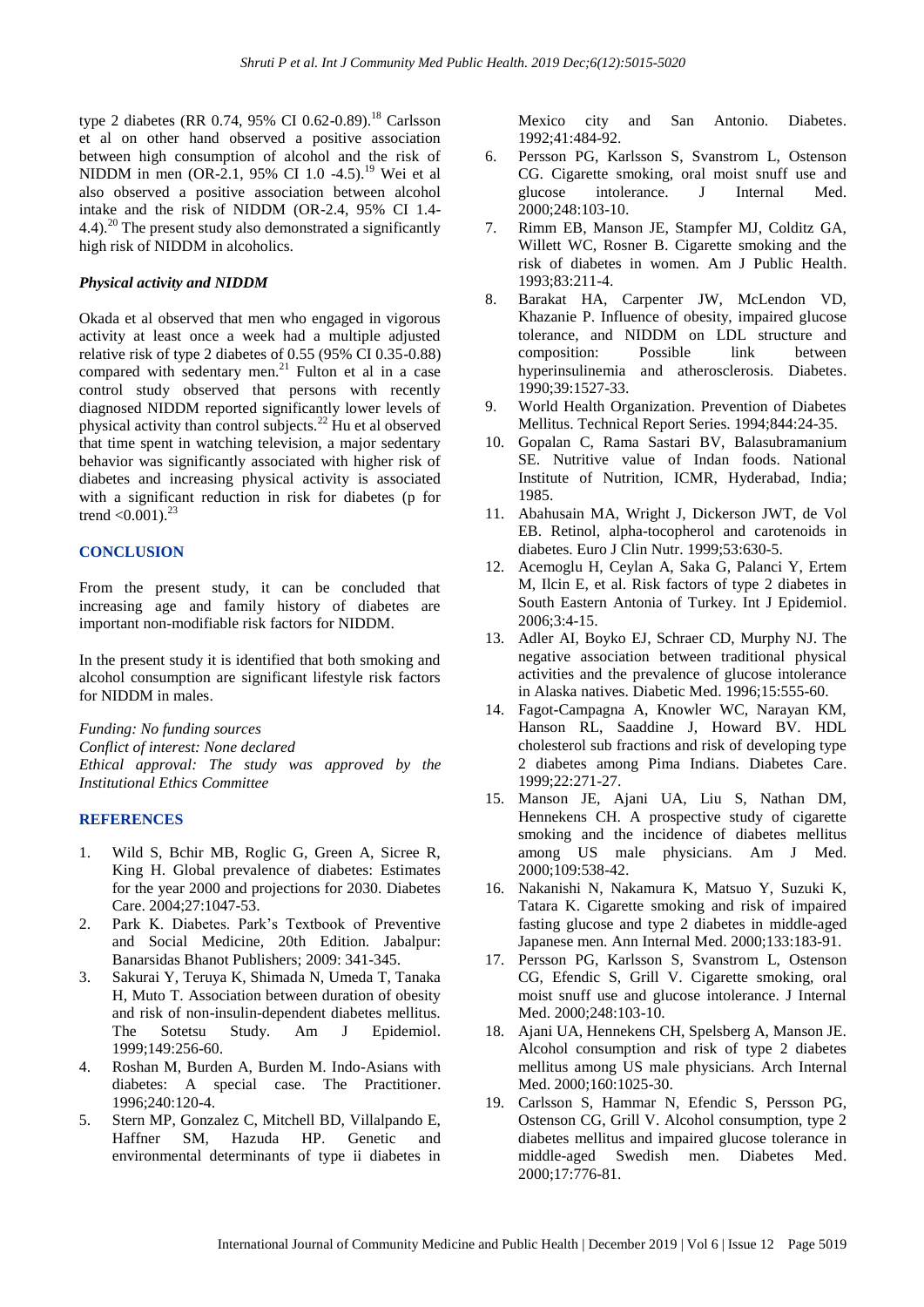type 2 diabetes (RR 0.74, 95% CI 0.62-0.89).[18] Carlsson et al on other hand observed a positive association between high consumption of alcohol and the risk of NIDDM in men (OR-2.1, 95% CI 1.0 -4.5).[19] Wei et al also observed a positive association between alcohol intake and the risk of NIDDM (OR-2.4, 95% CI 1.4-4.4).[20] The present study also demonstrated a significantly high risk of NIDDM in alcoholics.

### *Physical activity and NIDDM*

Okada et al observed that men who engaged in vigorous activity at least once a week had a multiple adjusted relative risk of type 2 diabetes of 0.55 (95% CI 0.35-0.88) compared with sedentary men.[21] Fulton et al in a case control study observed that persons with recently diagnosed NIDDM reported significantly lower levels of physical activity than control subjects.[22] Hu et al observed that time spent in watching television, a major sedentary behavior was significantly associated with higher risk of diabetes and increasing physical activity is associated with a significant reduction in risk for diabetes (p for trend <0.001).[23]

## CONCLUSION

From the present study, it can be concluded that increasing age and family history of diabetes are important non-modifiable risk factors for NIDDM.

In the present study it is identified that both smoking and alcohol consumption are significant lifestyle risk factors for NIDDM in males.

*Funding: No funding sources*
*Conflict of interest: None declared*
*Ethical approval: The study was approved by the Institutional Ethics Committee*

## REFERENCES

1. Wild S, Bchir MB, Roglic G, Green A, Sicree R, King H. Global prevalence of diabetes: Estimates for the year 2000 and projections for 2030. Diabetes Care. 2004;27:1047-53.
2. Park K. Diabetes. Park's Textbook of Preventive and Social Medicine, 20th Edition. Jabalpur: Banarsidas Bhanot Publishers; 2009: 341-345.
3. Sakurai Y, Teruya K, Shimada N, Umeda T, Tanaka H, Muto T. Association between duration of obesity and risk of non-insulin-dependent diabetes mellitus. The Sotetsu Study. Am J Epidemiol. 1999;149:256-60.
4. Roshan M, Burden A, Burden M. Indo-Asians with diabetes: A special case. The Practitioner. 1996;240:120-4.
5. Stern MP, Gonzalez C, Mitchell BD, Villalpando E, Haffner SM, Hazuda HP. Genetic and environmental determinants of type ii diabetes in Mexico city and San Antonio. Diabetes. 1992;41:484-92.
6. Persson PG, Karlsson S, Svanstrom L, Ostenson CG. Cigarette smoking, oral moist snuff use and glucose intolerance. J Internal Med. 2000;248:103-10.
7. Rimm EB, Manson JE, Stampfer MJ, Colditz GA, Willett WC, Rosner B. Cigarette smoking and the risk of diabetes in women. Am J Public Health. 1993;83:211-4.
8. Barakat HA, Carpenter JW, McLendon VD, Khazanie P. Influence of obesity, impaired glucose tolerance, and NIDDM on LDL structure and composition: Possible link between hyperinsulinemia and atherosclerosis. Diabetes. 1990;39:1527-33.
9. World Health Organization. Prevention of Diabetes Mellitus. Technical Report Series. 1994;844:24-35.
10. Gopalan C, Rama Sastari BV, Balasubramanium SE. Nutritive value of Indan foods. National Institute of Nutrition, ICMR, Hyderabad, India; 1985.
11. Abahusain MA, Wright J, Dickerson JWT, de Vol EB. Retinol, alpha-tocopherol and carotenoids in diabetes. Euro J Clin Nutr. 1999;53:630-5.
12. Acemoglu H, Ceylan A, Saka G, Palanci Y, Ertem M, Ilcin E, et al. Risk factors of type 2 diabetes in South Eastern Antonia of Turkey. Int J Epidemiol. 2006;3:4-15.
13. Adler AI, Boyko EJ, Schraer CD, Murphy NJ. The negative association between traditional physical activities and the prevalence of glucose intolerance in Alaska natives. Diabetic Med. 1996;15:555-60.
14. Fagot-Campagna A, Knowler WC, Narayan KM, Hanson RL, Saaddine J, Howard BV. HDL cholesterol sub fractions and risk of developing type 2 diabetes among Pima Indians. Diabetes Care. 1999;22:271-27.
15. Manson JE, Ajani UA, Liu S, Nathan DM, Hennekens CH. A prospective study of cigarette smoking and the incidence of diabetes mellitus among US male physicians. Am J Med. 2000;109:538-42.
16. Nakanishi N, Nakamura K, Matsuo Y, Suzuki K, Tatara K. Cigarette smoking and risk of impaired fasting glucose and type 2 diabetes in middle-aged Japanese men. Ann Internal Med. 2000;133:183-91.
17. Persson PG, Karlsson S, Svanstrom L, Ostenson CG, Efendic S, Grill V. Cigarette smoking, oral moist snuff use and glucose intolerance. J Internal Med. 2000;248:103-10.
18. Ajani UA, Hennekens CH, Spelsberg A, Manson JE. Alcohol consumption and risk of type 2 diabetes mellitus among US male physicians. Arch Internal Med. 2000;160:1025-30.
19. Carlsson S, Hammar N, Efendic S, Persson PG, Ostenson CG, Grill V. Alcohol consumption, type 2 diabetes mellitus and impaired glucose tolerance in middle-aged Swedish men. Diabetes Med. 2000;17:776-81.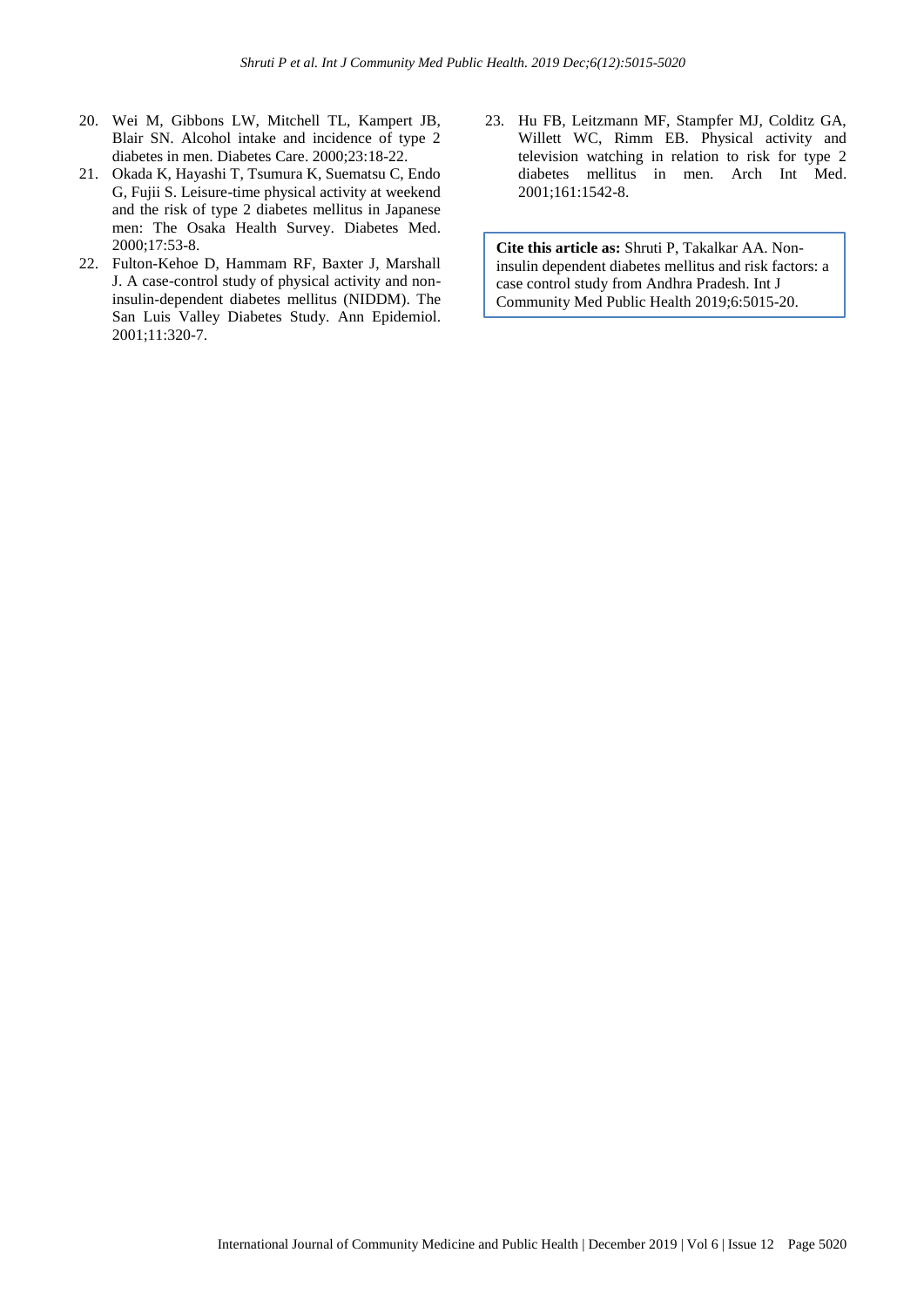20. Wei M, Gibbons LW, Mitchell TL, Kampert JB, Blair SN. Alcohol intake and incidence of type 2 diabetes in men. Diabetes Care. 2000;23:18-22.
21. Okada K, Hayashi T, Tsumura K, Suematsu C, Endo G, Fujii S. Leisure-time physical activity at weekend and the risk of type 2 diabetes mellitus in Japanese men: The Osaka Health Survey. Diabetes Med. 2000;17:53-8.
22. Fulton-Kehoe D, Hammam RF, Baxter J, Marshall J. A case-control study of physical activity and non-insulin-dependent diabetes mellitus (NIDDM). The San Luis Valley Diabetes Study. Ann Epidemiol. 2001;11:320-7.
23. Hu FB, Leitzmann MF, Stampfer MJ, Colditz GA, Willett WC, Rimm EB. Physical activity and television watching in relation to risk for type 2 diabetes mellitus in men. Arch Int Med. 2001;161:1542-8.

**Cite this article as:** Shruti P, Takalkar AA. Non-insulin dependent diabetes mellitus and risk factors: a case control study from Andhra Pradesh. Int J Community Med Public Health 2019;6:5015-20.